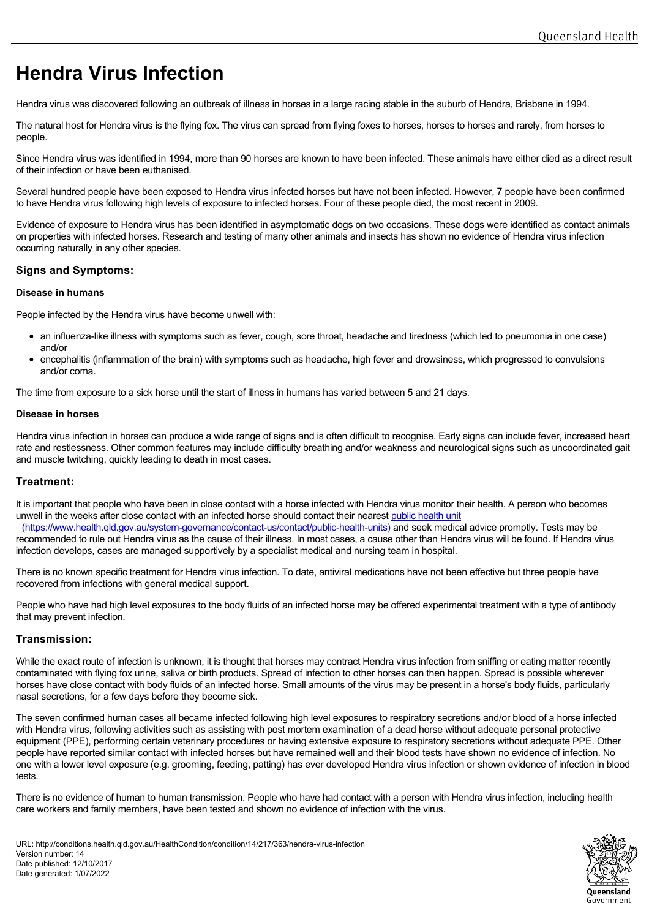# Hendra Virus Infection

Hendra virus was discovered following an outbreak of illness in horses in a large racing stable in the suburb of Hendra, Brisbane in 1994.

The natural host for Hendra virus is the flying fox. The virus can spread from flying foxes to horses, horses to horses and rarely, from horses to people.

Since Hendra virus was identified in 1994, more than 90 horses are known to have been infected. These animals have either died as a direct result of their infection or have been euthanised.

Several hundred people have been exposed to Hendra virus infected horses but have not been infected. However, 7 people have been confirmed to have Hendra virus following high levels of exposure to infected horses. Four of these people died, the most recent in 2009.

Evidence of exposure to Hendra virus has been identified in asymptomatic dogs on two occasions. These dogs were identified as contact animals on properties with infected horses. Research and testing of many other animals and insects has shown no evidence of Hendra virus infection occurring naturally in any other species.

## Signs and Symptoms:

### Disease in humans

People infected by the Hendra virus have become unwell with:

- an influenza-like illness with symptoms such as fever, cough, sore throat, headache and tiredness (which led to pneumonia in one case) and/or
- encephalitis (inflammation of the brain) with symptoms such as headache, high fever and drowsiness, which progressed to convulsions and/or coma.

The time from exposure to a sick horse until the start of illness in humans has varied between 5 and 21 days.

### Disease in horses

Hendra virus infection in horses can produce a wide range of signs and is often difficult to recognise. Early signs can include fever, increased heart rate and restlessness. Other common features may include difficulty breathing and/or weakness and neurological signs such as uncoordinated gait and muscle twitching, quickly leading to death in most cases.

## Treatment:

It is important that people who have been in close contact with a horse infected with Hendra virus monitor their health. A person who becomes unwell in the weeks after close contact with an infected horse should contact their nearest public health unit (https://www.health.qld.gov.au/system-governance/contact-us/contact/public-health-units) and seek medical advice promptly. Tests may be recommended to rule out Hendra virus as the cause of their illness. In most cases, a cause other than Hendra virus will be found. If Hendra virus infection develops, cases are managed supportively by a specialist medical and nursing team in hospital.

There is no known specific treatment for Hendra virus infection. To date, antiviral medications have not been effective but three people have recovered from infections with general medical support.

People who have had high level exposures to the body fluids of an infected horse may be offered experimental treatment with a type of antibody that may prevent infection.

## Transmission:

While the exact route of infection is unknown, it is thought that horses may contract Hendra virus infection from sniffing or eating matter recently contaminated with flying fox urine, saliva or birth products. Spread of infection to other horses can then happen. Spread is possible wherever horses have close contact with body fluids of an infected horse. Small amounts of the virus may be present in a horse's body fluids, particularly nasal secretions, for a few days before they become sick.

The seven confirmed human cases all became infected following high level exposures to respiratory secretions and/or blood of a horse infected with Hendra virus, following activities such as assisting with post mortem examination of a dead horse without adequate personal protective equipment (PPE), performing certain veterinary procedures or having extensive exposure to respiratory secretions without adequate PPE. Other people have reported similar contact with infected horses but have remained well and their blood tests have shown no evidence of infection. No one with a lower level exposure (e.g. grooming, feeding, patting) has ever developed Hendra virus infection or shown evidence of infection in blood tests.

There is no evidence of human to human transmission. People who have had contact with a person with Hendra virus infection, including health care workers and family members, have been tested and shown no evidence of infection with the virus.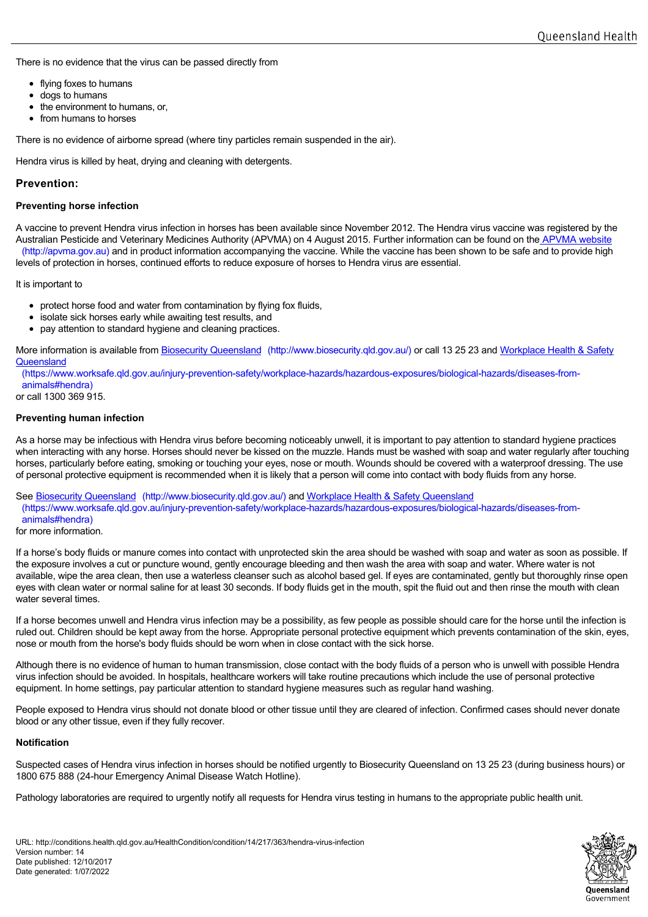There is no evidence that the virus can be passed directly from

- flying foxes to humans
- dogs to humans
- the environment to humans, or,
- from humans to horses

There is no evidence of airborne spread (where tiny particles remain suspended in the air).

Hendra virus is killed by heat, drying and cleaning with detergents.

## Prevention:

### Preventing horse infection

A vaccine to prevent Hendra virus infection in horses has been available since November 2012. The Hendra virus vaccine was registered by the Australian Pesticide and Veterinary Medicines Authority (APVMA) on 4 August 2015. Further information can be found on the APVMA website (http://apvma.gov.au) and in product information accompanying the vaccine. While the vaccine has been shown to be safe and to provide high levels of protection in horses, continued efforts to reduce exposure of horses to Hendra virus are essential.

It is important to

- protect horse food and water from contamination by flying fox fluids,
- isolate sick horses early while awaiting test results, and
- pay attention to standard hygiene and cleaning practices.

More information is available from Biosecurity Queensland (http://www.biosecurity.qld.gov.au/) or call 13 25 23 and Workplace Health & Safety Queensland (https://www.worksafe.qld.gov.au/injury-prevention-safety/workplace-hazards/hazardous-exposures/biological-hazards/diseases-from-animals#hendra) or call 1300 369 915.

### Preventing human infection

As a horse may be infectious with Hendra virus before becoming noticeably unwell, it is important to pay attention to standard hygiene practices when interacting with any horse. Horses should never be kissed on the muzzle. Hands must be washed with soap and water regularly after touching horses, particularly before eating, smoking or touching your eyes, nose or mouth. Wounds should be covered with a waterproof dressing. The use of personal protective equipment is recommended when it is likely that a person will come into contact with body fluids from any horse.

See Biosecurity Queensland (http://www.biosecurity.qld.gov.au/) and Workplace Health & Safety Queensland (https://www.worksafe.qld.gov.au/injury-prevention-safety/workplace-hazards/hazardous-exposures/biological-hazards/diseases-from-animals#hendra) for more information.

If a horse's body fluids or manure comes into contact with unprotected skin the area should be washed with soap and water as soon as possible. If the exposure involves a cut or puncture wound, gently encourage bleeding and then wash the area with soap and water. Where water is not available, wipe the area clean, then use a waterless cleanser such as alcohol based gel. If eyes are contaminated, gently but thoroughly rinse open eyes with clean water or normal saline for at least 30 seconds. If body fluids get in the mouth, spit the fluid out and then rinse the mouth with clean water several times.

If a horse becomes unwell and Hendra virus infection may be a possibility, as few people as possible should care for the horse until the infection is ruled out. Children should be kept away from the horse. Appropriate personal protective equipment which prevents contamination of the skin, eyes, nose or mouth from the horse's body fluids should be worn when in close contact with the sick horse.

Although there is no evidence of human to human transmission, close contact with the body fluids of a person who is unwell with possible Hendra virus infection should be avoided. In hospitals, healthcare workers will take routine precautions which include the use of personal protective equipment. In home settings, pay particular attention to standard hygiene measures such as regular hand washing.

People exposed to Hendra virus should not donate blood or other tissue until they are cleared of infection. Confirmed cases should never donate blood or any other tissue, even if they fully recover.

### Notification

Suspected cases of Hendra virus infection in horses should be notified urgently to Biosecurity Queensland on 13 25 23 (during business hours) or 1800 675 888 (24-hour Emergency Animal Disease Watch Hotline).

Pathology laboratories are required to urgently notify all requests for Hendra virus testing in humans to the appropriate public health unit.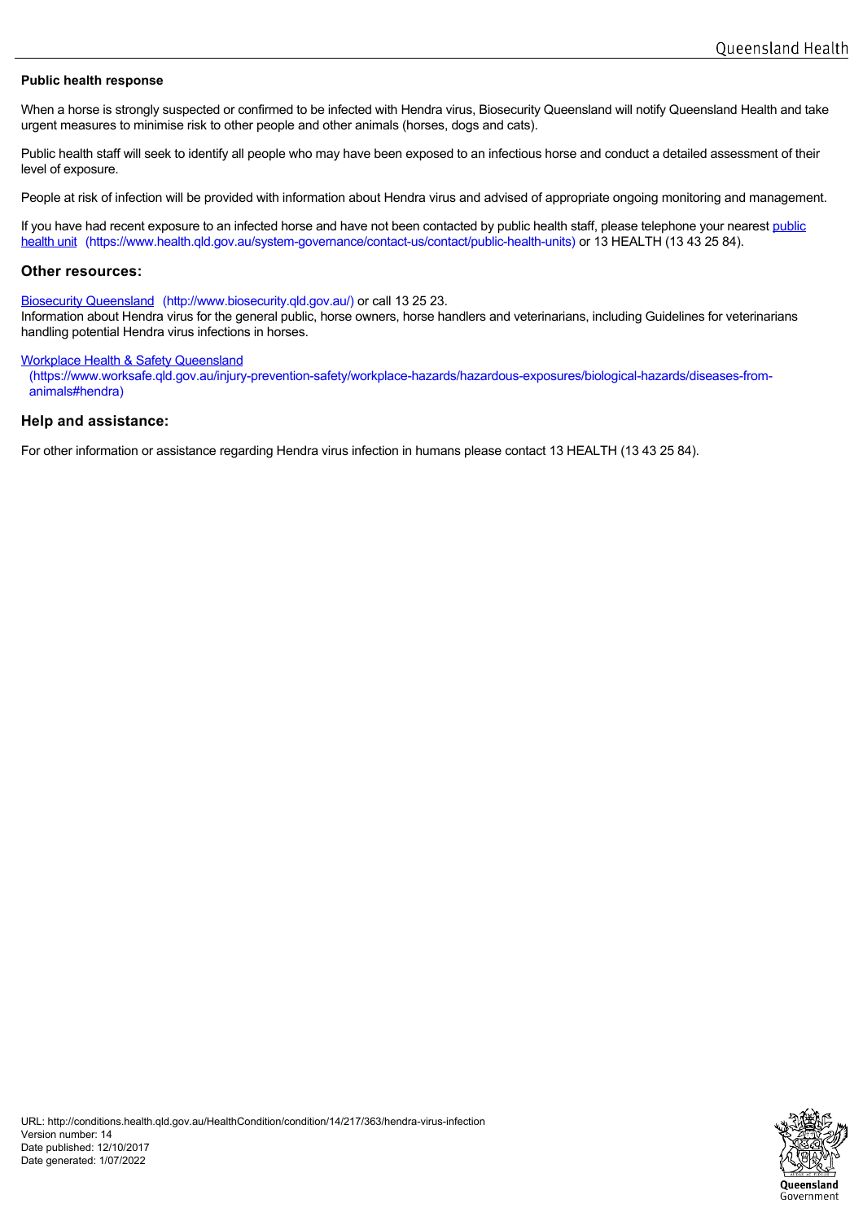**Public health response**

When a horse is strongly suspected or confirmed to be infected with Hendra virus, Biosecurity Queensland will notify Queensland Health and take urgent measures to minimise risk to other people and other animals (horses, dogs and cats).

Public health staff will seek to identify all people who may have been exposed to an infectious horse and conduct a detailed assessment of their level of exposure.

People at risk of infection will be provided with information about Hendra virus and advised of appropriate ongoing monitoring and management.

If you have had recent exposure to an infected horse and have not been contacted by public health staff, please telephone your nearest [public health unit](https://www.health.qld.gov.au/system-governance/contact-us/contact/public-health-units) (https://www.health.qld.gov.au/system-governance/contact-us/contact/public-health-units) or 13 HEALTH (13 43 25 84).

## Other resources:

[Biosecurity Queensland](http://www.biosecurity.qld.gov.au/) (http://www.biosecurity.qld.gov.au/) or call 13 25 23.
Information about Hendra virus for the general public, horse owners, horse handlers and veterinarians, including Guidelines for veterinarians handling potential Hendra virus infections in horses.

[Workplace Health & Safety Queensland](https://www.worksafe.qld.gov.au/injury-prevention-safety/workplace-hazards/hazardous-exposures/biological-hazards/diseases-from-animals#hendra) (https://www.worksafe.qld.gov.au/injury-prevention-safety/workplace-hazards/hazardous-exposures/biological-hazards/diseases-from-animals#hendra)

## Help and assistance:

For other information or assistance regarding Hendra virus infection in humans please contact 13 HEALTH (13 43 25 84).

URL: http://conditions.health.qld.gov.au/HealthCondition/condition/14/217/363/hendra-virus-infection
Version number: 14
Date published: 12/10/2017
Date generated: 1/07/2022